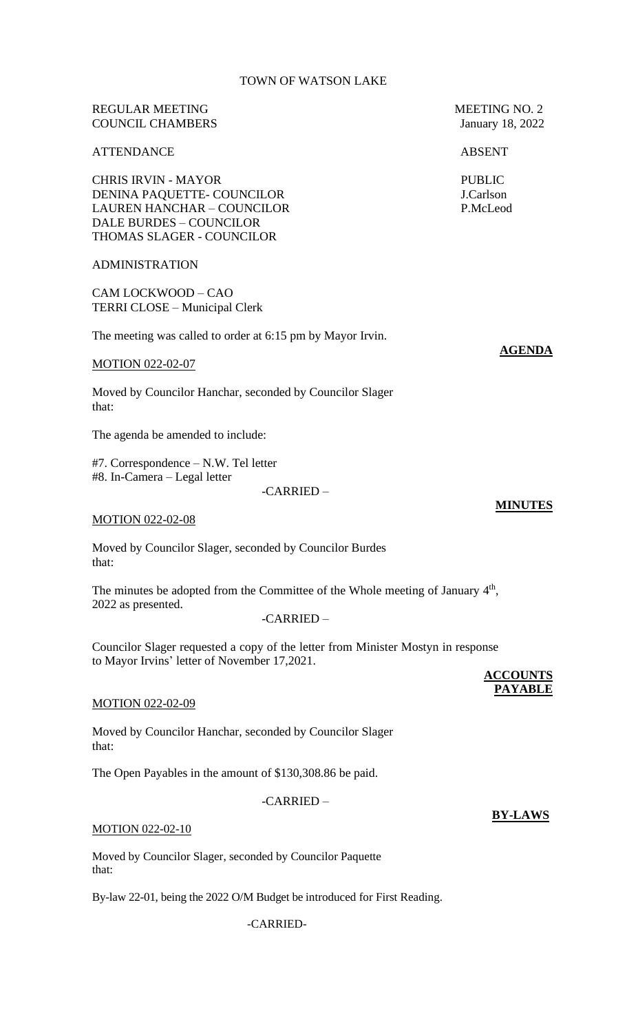TOWN OF WATSON LAKE

REGULAR MEETING
COUNCIL CHAMBERS

MEETING NO. 2
January 18, 2022

ATTENDANCE

CHRIS IRVIN - MAYOR
DENINA PAQUETTE- COUNCILOR
LAUREN HANCHAR – COUNCILOR
DALE BURDES – COUNCILOR
THOMAS SLAGER - COUNCILOR

ABSENT

PUBLIC
J.Carlson
P.McLeod

ADMINISTRATION

CAM LOCKWOOD – CAO
TERRI CLOSE – Municipal Clerk

The meeting was called to order at 6:15 pm by Mayor Irvin.

**AGENDA**

MOTION 022-02-07

Moved by Councilor Hanchar, seconded by Councilor Slager that:

The agenda be amended to include:

#7. Correspondence – N.W. Tel letter
#8. In-Camera – Legal letter

-CARRIED –

**MINUTES**

MOTION 022-02-08

Moved by Councilor Slager, seconded by Councilor Burdes that:

The minutes be adopted from the Committee of the Whole meeting of January 4th, 2022 as presented.

-CARRIED –

Councilor Slager requested a copy of the letter from Minister Mostyn in response to Mayor Irvins' letter of November 17,2021.

**ACCOUNTS PAYABLE**

MOTION 022-02-09

Moved by Councilor Hanchar, seconded by Councilor Slager that:

The Open Payables in the amount of $130,308.86 be paid.

-CARRIED –

**BY-LAWS**

MOTION 022-02-10

Moved by Councilor Slager, seconded by Councilor Paquette that:

By-law 22-01, being the 2022 O/M Budget be introduced for First Reading.

-CARRIED-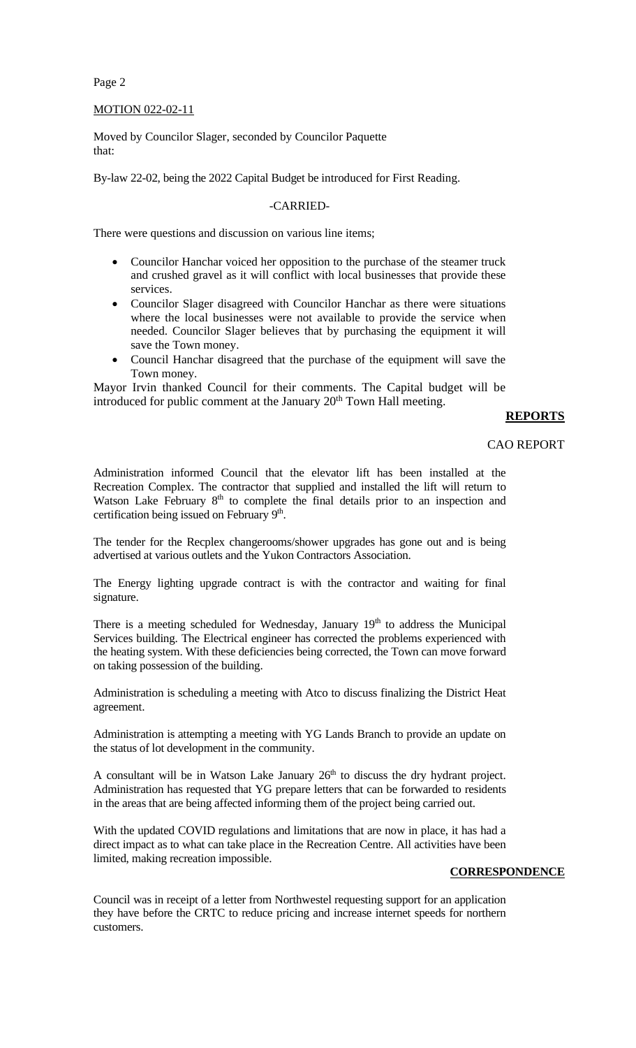MOTION 022-02-11

Moved by Councilor Slager, seconded by Councilor Paquette that:

By-law 22-02, being the 2022 Capital Budget be introduced for First Reading.

-CARRIED-

There were questions and discussion on various line items;

- Councilor Hanchar voiced her opposition to the purchase of the steamer truck and crushed gravel as it will conflict with local businesses that provide these services.
- Councilor Slager disagreed with Councilor Hanchar as there were situations where the local businesses were not available to provide the service when needed. Councilor Slager believes that by purchasing the equipment it will save the Town money.
- Council Hanchar disagreed that the purchase of the equipment will save the Town money.

Mayor Irvin thanked Council for their comments. The Capital budget will be introduced for public comment at the January 20th Town Hall meeting.

## REPORTS

### CAO REPORT

Administration informed Council that the elevator lift has been installed at the Recreation Complex. The contractor that supplied and installed the lift will return to Watson Lake February 8th to complete the final details prior to an inspection and certification being issued on February 9th.

The tender for the Recplex changerooms/shower upgrades has gone out and is being advertised at various outlets and the Yukon Contractors Association.

The Energy lighting upgrade contract is with the contractor and waiting for final signature.

There is a meeting scheduled for Wednesday, January 19th to address the Municipal Services building. The Electrical engineer has corrected the problems experienced with the heating system. With these deficiencies being corrected, the Town can move forward on taking possession of the building.

Administration is scheduling a meeting with Atco to discuss finalizing the District Heat agreement.

Administration is attempting a meeting with YG Lands Branch to provide an update on the status of lot development in the community.

A consultant will be in Watson Lake January 26th to discuss the dry hydrant project. Administration has requested that YG prepare letters that can be forwarded to residents in the areas that are being affected informing them of the project being carried out.

With the updated COVID regulations and limitations that are now in place, it has had a direct impact as to what can take place in the Recreation Centre. All activities have been limited, making recreation impossible.

## CORRESPONDENCE

Council was in receipt of a letter from Northwestel requesting support for an application they have before the CRTC to reduce pricing and increase internet speeds for northern customers.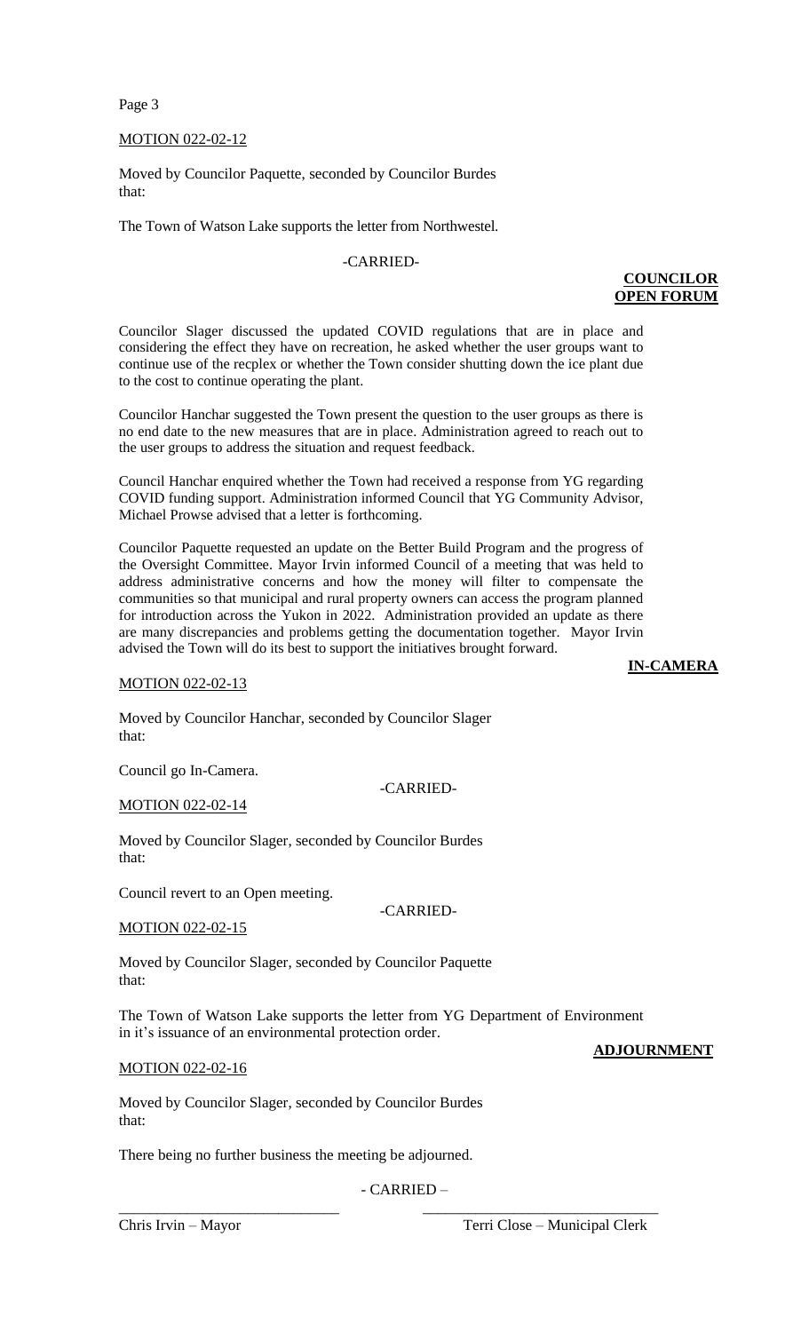MOTION 022-02-12

Moved by Councilor Paquette, seconded by Councilor Burdes that:

The Town of Watson Lake supports the letter from Northwestel.

-CARRIED-

**COUNCILOR OPEN FORUM**

Councilor Slager discussed the updated COVID regulations that are in place and considering the effect they have on recreation, he asked whether the user groups want to continue use of the recplex or whether the Town consider shutting down the ice plant due to the cost to continue operating the plant.

Councilor Hanchar suggested the Town present the question to the user groups as there is no end date to the new measures that are in place. Administration agreed to reach out to the user groups to address the situation and request feedback.

Council Hanchar enquired whether the Town had received a response from YG regarding COVID funding support. Administration informed Council that YG Community Advisor, Michael Prowse advised that a letter is forthcoming.

Councilor Paquette requested an update on the Better Build Program and the progress of the Oversight Committee. Mayor Irvin informed Council of a meeting that was held to address administrative concerns and how the money will filter to compensate the communities so that municipal and rural property owners can access the program planned for introduction across the Yukon in 2022. Administration provided an update as there are many discrepancies and problems getting the documentation together. Mayor Irvin advised the Town will do its best to support the initiatives brought forward.

**IN-CAMERA**

MOTION 022-02-13

Moved by Councilor Hanchar, seconded by Councilor Slager that:

Council go In-Camera.

-CARRIED-

MOTION 022-02-14

Moved by Councilor Slager, seconded by Councilor Burdes that:

Council revert to an Open meeting.

-CARRIED-

MOTION 022-02-15

Moved by Councilor Slager, seconded by Councilor Paquette that:

The Town of Watson Lake supports the letter from YG Department of Environment in it's issuance of an environmental protection order.

**ADJOURNMENT**

MOTION 022-02-16

Moved by Councilor Slager, seconded by Councilor Burdes that:

There being no further business the meeting be adjourned.

- CARRIED –

\_\_\_\_\_\_\_\_\_\_\_\_\_\_\_\_\_\_\_\_\_\_\_\_\_\_\_\_\_\_ \_\_\_\_\_\_\_\_\_\_\_\_\_\_\_\_\_\_\_\_\_\_\_\_\_\_\_\_\_\_

Chris Irvin – Mayor Terri Close – Municipal Clerk